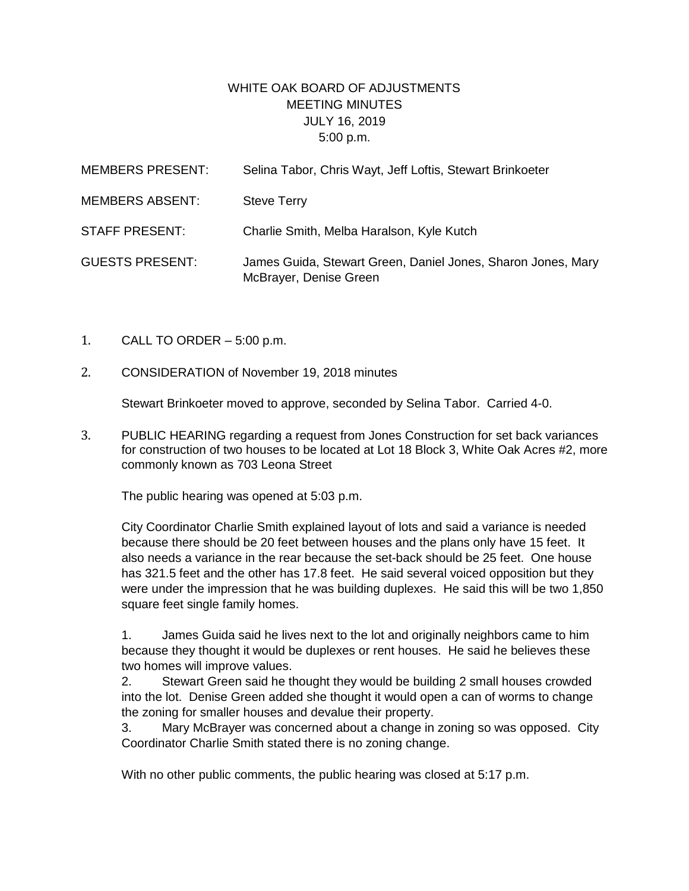# WHITE OAK BOARD OF ADJUSTMENTS
## MEETING MINUTES
## JULY 16, 2019
## 5:00 p.m.

MEMBERS PRESENT: Selina Tabor, Chris Wayt, Jeff Loftis, Stewart Brinkoeter

MEMBERS ABSENT: Steve Terry

STAFF PRESENT: Charlie Smith, Melba Haralson, Kyle Kutch

GUESTS PRESENT: James Guida, Stewart Green, Daniel Jones, Sharon Jones, Mary McBrayer, Denise Green

1. CALL TO ORDER – 5:00 p.m.

2. CONSIDERATION of November 19, 2018 minutes

   Stewart Brinkoeter moved to approve, seconded by Selina Tabor. Carried 4-0.

3. PUBLIC HEARING regarding a request from Jones Construction for set back variances for construction of two houses to be located at Lot 18 Block 3, White Oak Acres #2, more commonly known as 703 Leona Street

   The public hearing was opened at 5:03 p.m.

   City Coordinator Charlie Smith explained layout of lots and said a variance is needed because there should be 20 feet between houses and the plans only have 15 feet. It also needs a variance in the rear because the set-back should be 25 feet. One house has 321.5 feet and the other has 17.8 feet. He said several voiced opposition but they were under the impression that he was building duplexes. He said this will be two 1,850 square feet single family homes.

   1. James Guida said he lives next to the lot and originally neighbors came to him because they thought it would be duplexes or rent houses. He said he believes these two homes will improve values.
   2. Stewart Green said he thought they would be building 2 small houses crowded into the lot. Denise Green added she thought it would open a can of worms to change the zoning for smaller houses and devalue their property.
   3. Mary McBrayer was concerned about a change in zoning so was opposed. City Coordinator Charlie Smith stated there is no zoning change.

   With no other public comments, the public hearing was closed at 5:17 p.m.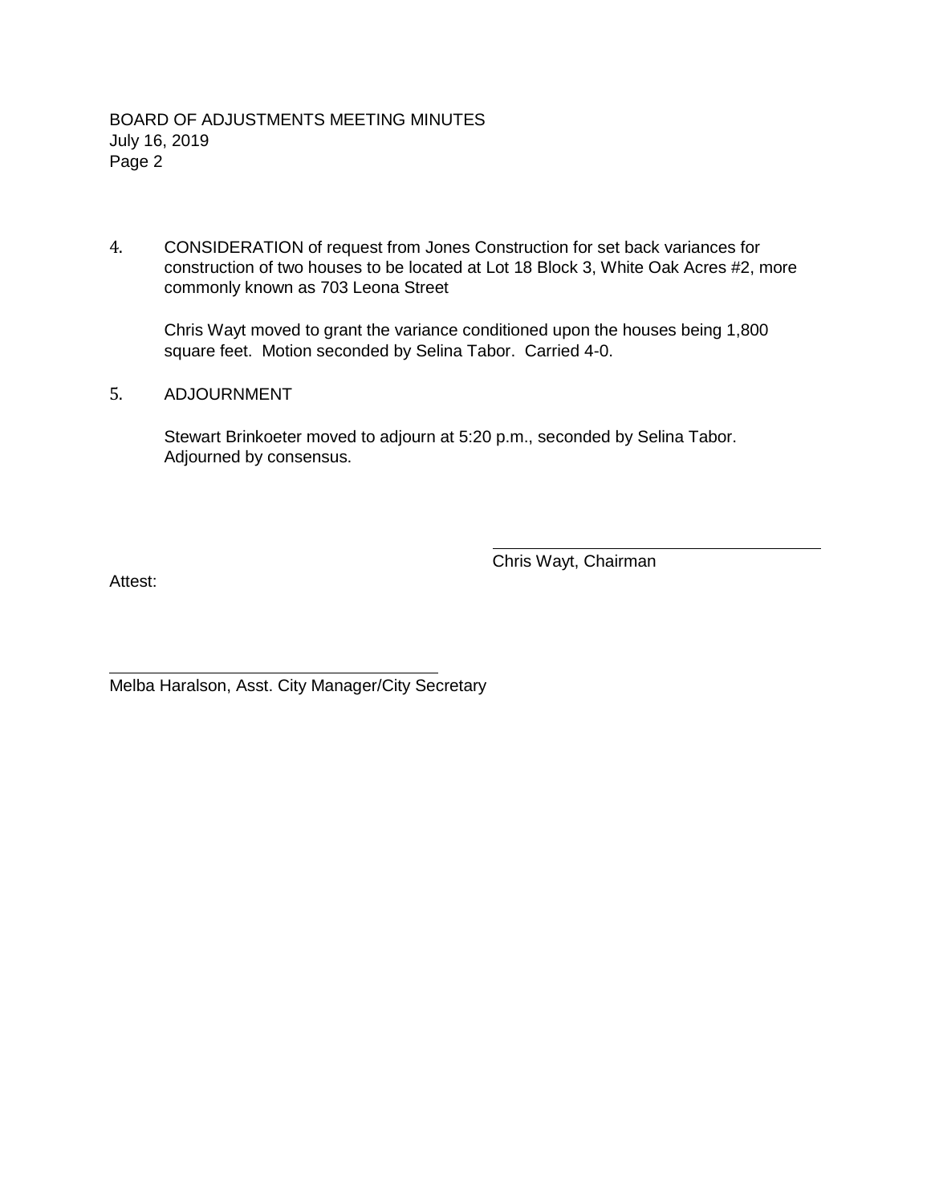4. CONSIDERATION of request from Jones Construction for set back variances for construction of two houses to be located at Lot 18 Block 3, White Oak Acres #2, more commonly known as 703 Leona Street

   Chris Wayt moved to grant the variance conditioned upon the houses being 1,800 square feet. Motion seconded by Selina Tabor. Carried 4-0.

5. ADJOURNMENT

   Stewart Brinkoeter moved to adjourn at 5:20 p.m., seconded by Selina Tabor. Adjourned by consensus.

\_\_\_\_\_\_\_\_\_\_\_\_\_\_\_\_\_\_\_\_\_\_\_\_\_\_\_\_\_\_\_\_\_\_\_\_

Chris Wayt, Chairman

Attest:

\_\_\_\_\_\_\_\_\_\_\_\_\_\_\_\_\_\_\_\_\_\_\_\_\_\_\_\_\_\_\_\_\_\_\_\_

Melba Haralson, Asst. City Manager/City Secretary